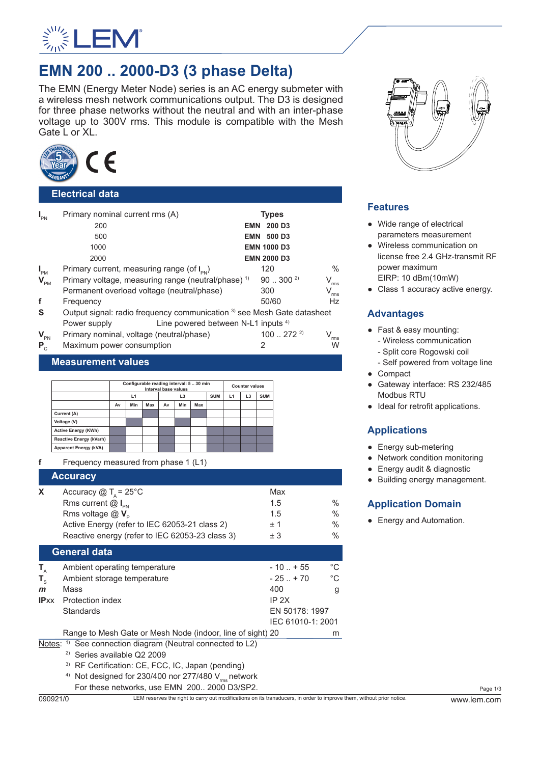# EMN 200 .. 2000-D3 (3 phase Delta)

The EMN (Energy Meter Node) series is an AC energy submeter with a wireless mesh network communications output. The D3 is designed for three phase networks without the neutral and with an inter-phase voltage up to 300V rms. This module is compatible with the Mesh Gate L or XL.

## Electrical data

| | | Types | |
|---|---|---|---|
| $I_{PN}$ | Primary nominal current rms (A) | | |
| | 200 | **EMN 200 D3** | |
| | 500 | **EMN 500 D3** | |
| | 1000 | **EMN 1000 D3** | |
| | 2000 | **EMN 2000 D3** | |
| $I_{PM}$ | Primary current, measuring range (of $I_{PN}$) | 120 | % |
| $V_{PM}$ | Primary voltage, measuring range (neutral/phase) [1] | 90 .. 300 [2] | $V_{rms}$ |
| | Permanent overload voltage (neutral/phase) | 300 | $V_{rms}$ |
| f | Frequency | 50/60 | Hz |
| S | Output signal: radio frequency communication [3] see Mesh Gate datasheet | | |
| | Power supply — Line powered between N-L1 inputs [4] | | |
| $V_{PN}$ | Primary nominal, voltage (neutral/phase) | 100 .. 272 [2] | $V_{rms}$ |
| $P_C$ | Maximum power consumption | 2 | W |

## Measurement values

| | Configurable reading interval: 5 .. 30 min Interval base values | | | | | | | Counter values | | |
|---|---|---|---|---|---|---|---|---|---|---|
| | L1 | | | L3 | | | SUM | L1 | L3 | SUM |
| | Av | Min | Max | Av | Min | Max | | | | |
| Current (A) | | | | | | | | | | |
| Voltage (V) | | | | | | | | | | |
| Active Energy (KWh) | | | | | | | | | | |
| Reactive Energy (kVarh) | | | | | | | | | | |
| Apparent Energy (kVA) | | | | | | | | | | |

f — Frequency measured from phase 1 (L1)

## Accuracy

| | | Max | |
|---|---|---|---|
| X | Accuracy @ $T_A$ = 25°C | | |
| | Rms current @ $I_{PN}$ | 1.5 | % |
| | Rms voltage @ $V_P$ | 1.5 | % |
| | Active Energy (refer to IEC 62053-21 class 2) | ± 1 | % |
| | Reactive energy (refer to IEC 62053-23 class 3) | ± 3 | % |

## General data

| | | | |
|---|---|---|---|
| $T_A$ | Ambient operating temperature | - 10 .. + 55 | °C |
| $T_S$ | Ambient storage temperature | - 25 .. + 70 | °C |
| *m* | Mass | 400 | g |
| IPxx | Protection index | IP 2X | |
| | Standards | EN 50178: 1997<br>IEC 61010-1: 2001 | |
| | Range to Mesh Gate or Mesh Node (indoor, line of sight) | 20 | m |

Notes:
1) See connection diagram (Neutral connected to L2)
2) Series available Q2 2009
3) RF Certification: CE, FCC, IC, Japan (pending)
4) Not designed for 230/400 nor 277/480 $V_{rms}$ network. For these networks, use EMN 200.. 2000 D3/SP2.

## Features

- Wide range of electrical parameters measurement
- Wireless communication on license free 2.4 GHz-transmit RF power maximum EIRP: 10 dBm(10mW)
- Class 1 accuracy active energy.

## Advantages

- Fast & easy mounting:
  - Wireless communication
  - Split core Rogowski coil
  - Self powered from voltage line
- Compact
- Gateway interface: RS 232/485 Modbus RTU
- Ideal for retrofit applications.

## Applications

- Energy sub-metering
- Network condition monitoring
- Energy audit & diagnostic
- Building energy management.

## Application Domain

- Energy and Automation.

090921/0 — LEM reserves the right to carry out modifications on its transducers, in order to improve them, without prior notice. — www.lem.com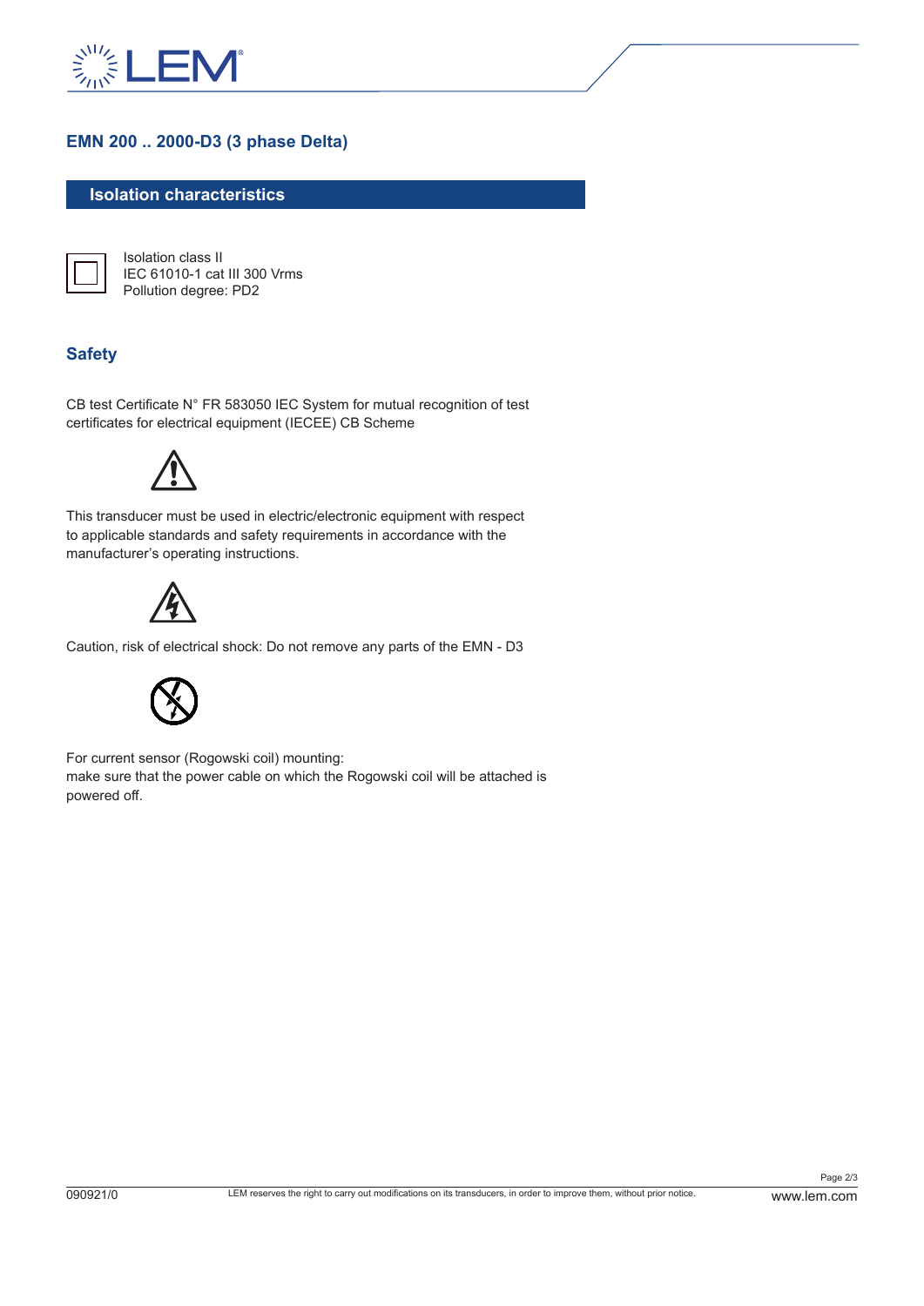## EMN 200 .. 2000-D3 (3 phase Delta)

### Isolation characteristics

Isolation class II
IEC 61010-1 cat III 300 Vrms
Pollution degree: PD2

### Safety

CB test Certificate N° FR 583050 IEC System for mutual recognition of test certificates for electrical equipment (IECEE) CB Scheme

This transducer must be used in electric/electronic equipment with respect to applicable standards and safety requirements in accordance with the manufacturer's operating instructions.

Caution, risk of electrical shock: Do not remove any parts of the EMN - D3

For current sensor (Rogowski coil) mounting:
make sure that the power cable on which the Rogowski coil will be attached is powered off.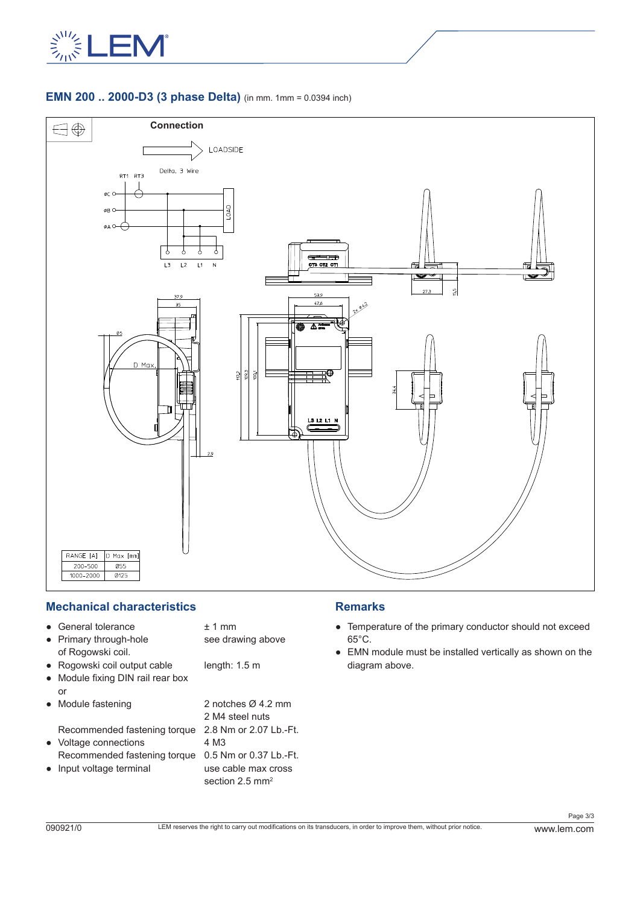## EMN 200 .. 2000-D3 (3 phase Delta) (in mm. 1mm = 0.0394 inch)

Connection

LOADSIDE

Delta, 3 Wire

RT1 RT3

øC

øB

øA

LOAD

L3 L2 L1 N

CT3 CT2 CT1

27.3

15.5

37.9

35

53.9

42.6

2x ø4.2

Ø5

D Max.

117.2

109.3

100.1

34.4

L3 L2 L1 N

2.9

| RANGE [A] | D Max [mm] |
|---|---|
| 200-500 | Ø55 |
| 1000-2000 | Ø125 |

## Mechanical characteristics

- General tolerance: ± 1 mm
- Primary through-hole of Rogowski coil.: see drawing above
- Rogowski coil output cable: length: 1.5 m
- Module fixing DIN rail rear box or
- Module fastening: 2 notches Ø 4.2 mm, 2 M4 steel nuts
  - Recommended fastening torque: 2.8 Nm or 2.07 Lb.-Ft.
- Voltage connections: 4 M3
  - Recommended fastening torque: 0.5 Nm or 0.37 Lb.-Ft.
- Input voltage terminal: use cable max cross section 2.5 mm²

## Remarks

- Temperature of the primary conductor should not exceed 65°C.
- EMN module must be installed vertically as shown on the diagram above.

090921/0

LEM reserves the right to carry out modifications on its transducers, in order to improve them, without prior notice.

www.lem.com